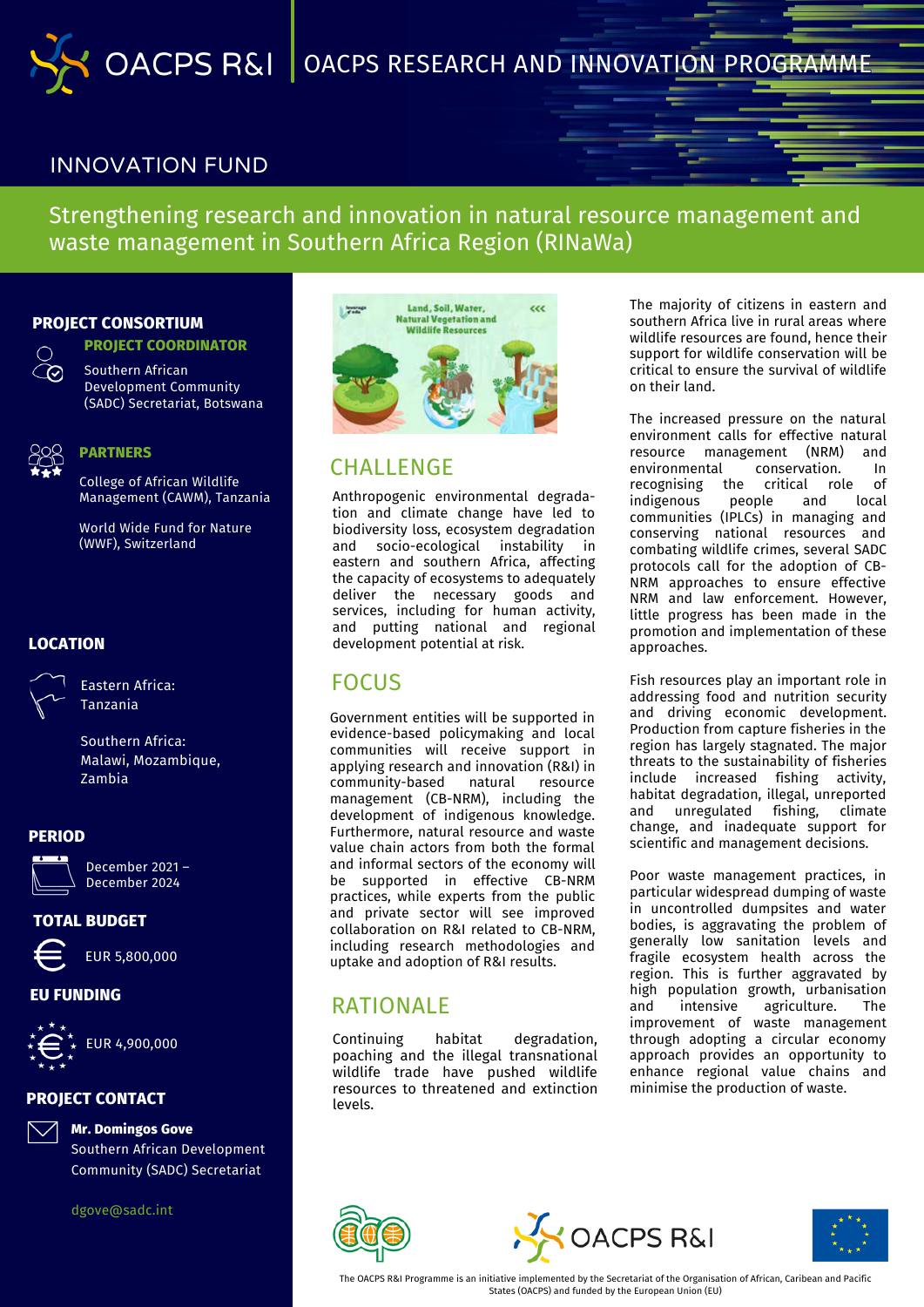# OACPS RESEARCH AND INNOVATION PROGRAMME

## INNOVATION FUND

# Strengthening research and innovation in natural resource management and waste management in Southern Africa Region (RINaWa)

### PROJECT CONSORTIUM

**PROJECT COORDINATOR**

Southern African Development Community (SADC) Secretariat, Botswana

**PARTNERS**

College of African Wildlife Management (CAWM), Tanzania

World Wide Fund for Nature (WWF), Switzerland

### LOCATION

Eastern Africa: Tanzania

Southern Africa: Malawi, Mozambique, Zambia

### PERIOD

December 2021 – December 2024

### TOTAL BUDGET

EUR 5,800,000

### EU FUNDING

EUR 4,900,000

### PROJECT CONTACT

**Mr. Domingos Gove**
Southern African Development Community (SADC) Secretariat

dgove@sadc.int

## CHALLENGE

Anthropogenic environmental degradation and climate change have led to biodiversity loss, ecosystem degradation and socio-ecological instability in eastern and southern Africa, affecting the capacity of ecosystems to adequately deliver the necessary goods and services, including for human activity, and putting national and regional development potential at risk.

## FOCUS

Government entities will be supported in evidence-based policymaking and local communities will receive support in applying research and innovation (R&I) in community-based natural resource management (CB-NRM), including the development of indigenous knowledge. Furthermore, natural resource and waste value chain actors from both the formal and informal sectors of the economy will be supported in effective CB-NRM practices, while experts from the public and private sector will see improved collaboration on R&I related to CB-NRM, including research methodologies and uptake and adoption of R&I results.

## RATIONALE

Continuing habitat degradation, poaching and the illegal transnational wildlife trade have pushed wildlife resources to threatened and extinction levels.

The majority of citizens in eastern and southern Africa live in rural areas where wildlife resources are found, hence their support for wildlife conservation will be critical to ensure the survival of wildlife on their land.

The increased pressure on the natural environment calls for effective natural resource management (NRM) and environmental conservation. In recognising the critical role of indigenous people and local communities (IPLCs) in managing and conserving national resources and combating wildlife crimes, several SADC protocols call for the adoption of CB-NRM approaches to ensure effective NRM and law enforcement. However, little progress has been made in the promotion and implementation of these approaches.

Fish resources play an important role in addressing food and nutrition security and driving economic development. Production from capture fisheries in the region has largely stagnated. The major threats to the sustainability of fisheries include increased fishing activity, habitat degradation, illegal, unreported and unregulated fishing, climate change, and inadequate support for scientific and management decisions.

Poor waste management practices, in particular widespread dumping of waste in uncontrolled dumpsites and water bodies, is aggravating the problem of generally low sanitation levels and fragile ecosystem health across the region. This is further aggravated by high population growth, urbanisation and intensive agriculture. The improvement of waste management through adopting a circular economy approach provides an opportunity to enhance regional value chains and minimise the production of waste.

The OACPS R&I Programme is an initiative implemented by the Secretariat of the Organisation of African, Caribean and Pacific States (OACPS) and funded by the European Union (EU)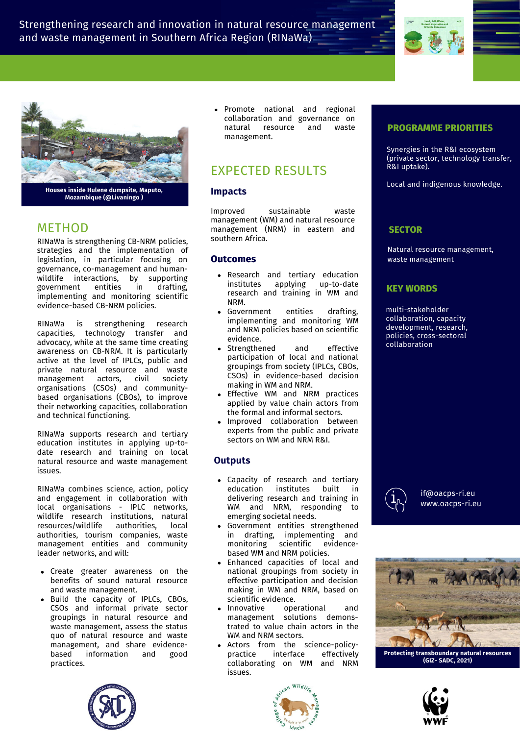# Strengthening research and innovation in natural resource management and waste management in Southern Africa Region (RINaWa)

Houses inside Hulene dumpsite, Maputo, Mozambique (@Livaningo )

## METHOD

RINaWa is strengthening CB-NRM policies, strategies and the implementation of legislation, in particular focusing on governance, co-management and human-wildlife interactions, by supporting government entities in drafting, implementing and monitoring scientific evidence-based CB-NRM policies.

RINaWa is strengthening research capacities, technology transfer and advocacy, while at the same time creating awareness on CB-NRM. It is particularly active at the level of IPLCs, public and private natural resource and waste management actors, civil society organisations (CSOs) and community-based organisations (CBOs), to improve their networking capacities, collaboration and technical functioning.

RINaWa supports research and tertiary education institutes in applying up-to-date research and training on local natural resource and waste management issues.

RINaWa combines science, action, policy and engagement in collaboration with local organisations - IPLC networks, wildlife research institutions, natural resources/wildlife authorities, local authorities, tourism companies, waste management entities and community leader networks, and will:

- Create greater awareness on the benefits of sound natural resource and waste management.
- Build the capacity of IPLCs, CBOs, CSOs and informal private sector groupings in natural resource and waste management, assess the status quo of natural resource and waste management, and share evidence-based information and good practices.
- Promote national and regional collaboration and governance on natural resource and waste management.

## EXPECTED RESULTS

### Impacts

Improved sustainable waste management (WM) and natural resource management (NRM) in eastern and southern Africa.

### Outcomes

- Research and tertiary education institutes applying up-to-date research and training in WM and NRM.
- Government entities drafting, implementing and monitoring WM and NRM policies based on scientific evidence.
- Strengthened and effective participation of local and national groupings from society (IPLCs, CBOs, CSOs) in evidence-based decision making in WM and NRM.
- Effective WM and NRM practices applied by value chain actors from the formal and informal sectors.
- Improved collaboration between experts from the public and private sectors on WM and NRM R&I.

### Outputs

- Capacity of research and tertiary education institutes built in delivering research and training in WM and NRM, responding to emerging societal needs.
- Government entities strengthened in drafting, implementing and monitoring scientific evidence-based WM and NRM policies.
- Enhanced capacities of local and national groupings from society in effective participation and decision making in WM and NRM, based on scientific evidence.
- Innovative operational and management solutions demonstrated to value chain actors in the WM and NRM sectors.
- Actors from the science-policy-practice interface effectively collaborating on WM and NRM issues.

## PROGRAMME PRIORITIES

Synergies in the R&I ecosystem (private sector, technology transfer, R&I uptake).

Local and indigenous knowledge.

## SECTOR

Natural resource management, waste management

## KEY WORDS

multi-stakeholder collaboration, capacity development, research, policies, cross-sectoral collaboration

if@oacps-ri.eu
www.oacps-ri.eu

Protecting transboundary natural resources (GIZ- SADC, 2021)